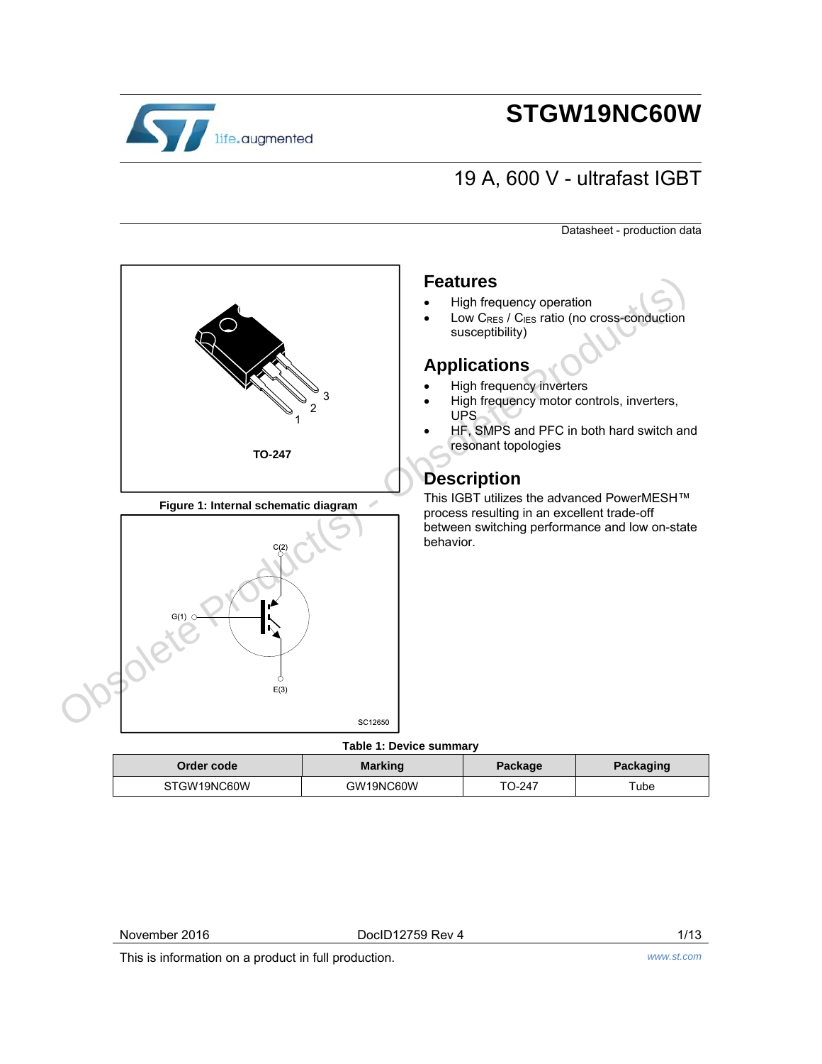# STGW19NC60W

## 19 A, 600 V - ultrafast IGBT

Datasheet - production data

TO-247

Figure 1: Internal schematic diagram

## Features

- High frequency operation
- Low $C_{RES}$ / $C_{IES}$ ratio (no cross-conduction susceptibility)

## Applications

- High frequency inverters
- High frequency motor controls, inverters, UPS
- HF, SMPS and PFC in both hard switch and resonant topologies

## Description

This IGBT utilizes the advanced PowerMESH™ process resulting in an excellent trade-off between switching performance and low on-state behavior.

Table 1: Device summary

| Order code | Marking | Package | Packaging |
|---|---|---|---|
| STGW19NC60W | GW19NC60W | TO-247 | Tube |

November 2016 DocID12759 Rev 4

This is information on a product in full production.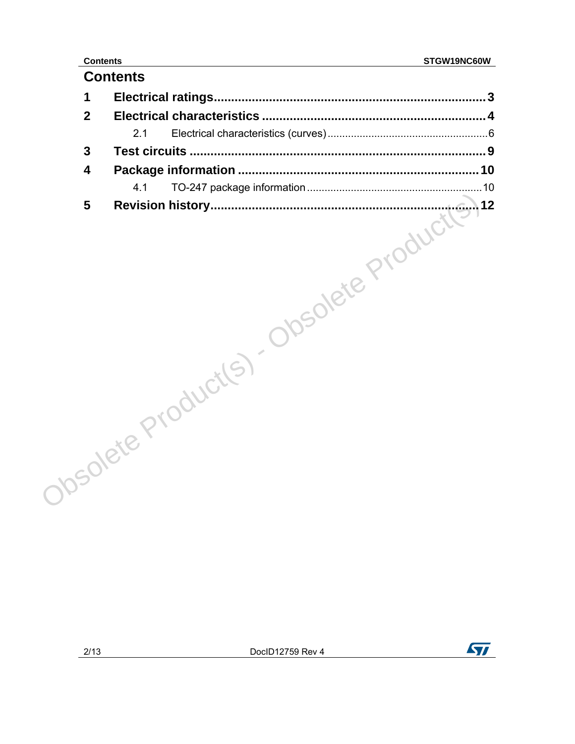# Contents

1 Electrical ratings .......... 3

2 Electrical characteristics .......... 4

   2.1 Electrical characteristics (curves) .......... 6

3 Test circuits .......... 9

4 Package information .......... 10

   4.1 TO-247 package information .......... 10

5 Revision history .......... 12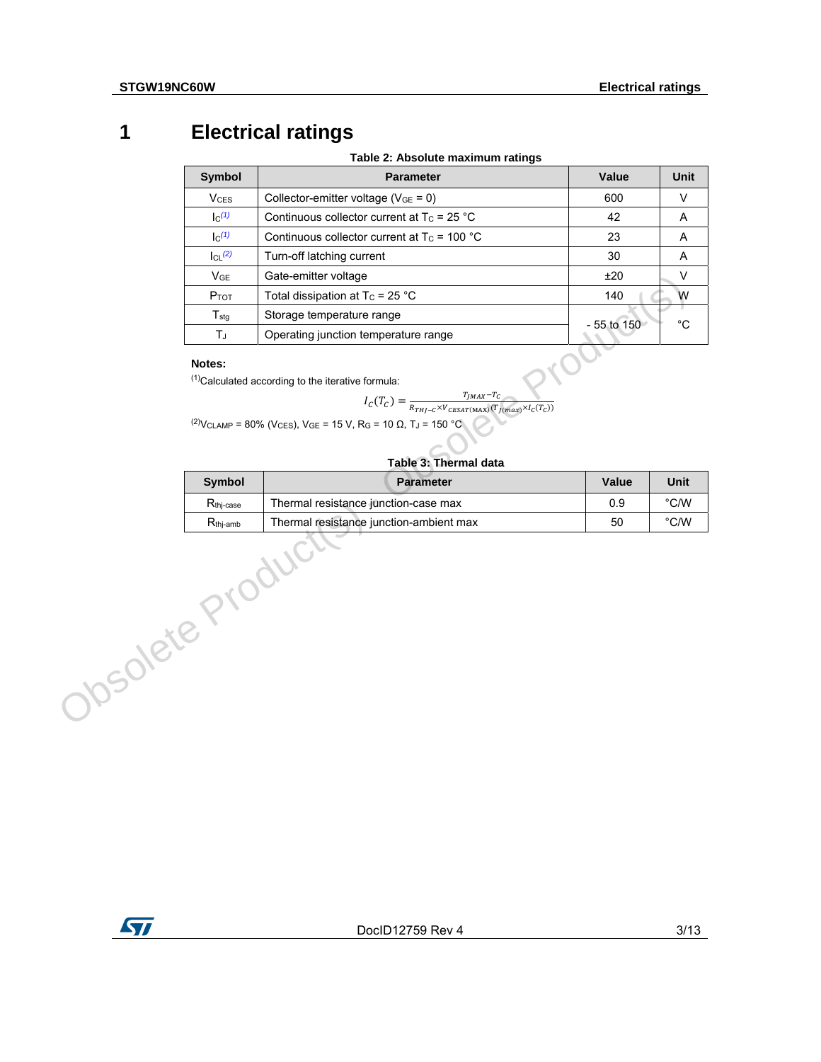# 1 Electrical ratings

**Table 2: Absolute maximum ratings**

| Symbol | Parameter | Value | Unit |
|---|---|---|---|
| $V_{CES}$ | Collector-emitter voltage ($V_{GE}$ = 0) | 600 | V |
| $I_C$ [(1)] | Continuous collector current at $T_C$ = 25 °C | 42 | A |
| $I_C$ [(1)] | Continuous collector current at $T_C$ = 100 °C | 23 | A |
| $I_{CL}$ [(2)] | Turn-off latching current | 30 | A |
| $V_{GE}$ | Gate-emitter voltage | ±20 | V |
| $P_{TOT}$ | Total dissipation at $T_C$ = 25 °C | 140 | W |
| $T_{stg}$ | Storage temperature range | - 55 to 150 | °C |
| $T_J$ | Operating junction temperature range | | |

**Notes:**

[(1)]Calculated according to the iterative formula:

$$I_C(T_C) = \frac{T_{JMAX} - T_C}{R_{THJ-C} \times V_{CESAT(MAX)}(T_{J(max)} \times I_C(T_C))}$$

[(2)]$V_{CLAMP}$ = 80% ($V_{CES}$), $V_{GE}$ = 15 V, $R_G$ = 10 Ω, $T_J$ = 150 °C

**Table 3: Thermal data**

| Symbol | Parameter | Value | Unit |
|---|---|---|---|
| $R_{thj\text{-}case}$ | Thermal resistance junction-case max | 0.9 | °C/W |
| $R_{thj\text{-}amb}$ | Thermal resistance junction-ambient max | 50 | °C/W |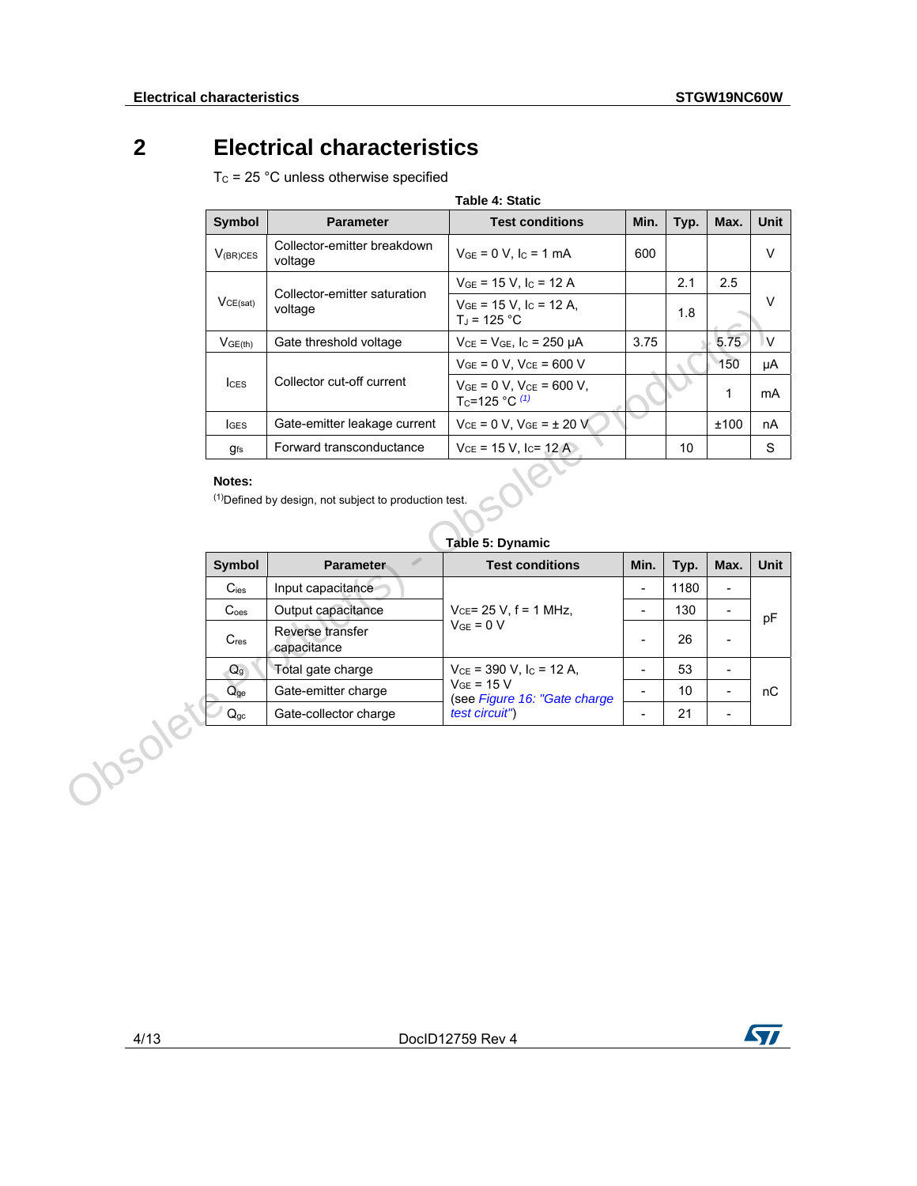# 2 Electrical characteristics

$T_C$ = 25 °C unless otherwise specified

**Table 4: Static**

| Symbol | Parameter | Test conditions | Min. | Typ. | Max. | Unit |
|---|---|---|---|---|---|---|
| $V_{(BR)CES}$ | Collector-emitter breakdown voltage | $V_{GE}$ = 0 V, $I_C$ = 1 mA | 600 | | | V |
| $V_{CE(sat)}$ | Collector-emitter saturation voltage | $V_{GE}$ = 15 V, $I_C$ = 12 A | | 2.1 | 2.5 | V |
| | | $V_{GE}$ = 15 V, $I_C$ = 12 A, $T_J$ = 125 °C | | 1.8 | | |
| $V_{GE(th)}$ | Gate threshold voltage | $V_{CE}$ = $V_{GE}$, $I_C$ = 250 µA | 3.75 | | 5.75 | V |
| $I_{CES}$ | Collector cut-off current | $V_{GE}$ = 0 V, $V_{CE}$ = 600 V | | | 150 | µA |
| | | $V_{GE}$ = 0 V, $V_{CE}$ = 600 V, $T_C$=125 °C [(1)] | | | 1 | mA |
| $I_{GES}$ | Gate-emitter leakage current | $V_{CE}$ = 0 V, $V_{GE}$ = ± 20 V | | | ±100 | nA |
| $g_{fs}$ | Forward transconductance | $V_{CE}$ = 15 V, $I_C$= 12 A | | 10 | | S |

**Notes:**

[(1)]Defined by design, not subject to production test.

**Table 5: Dynamic**

| Symbol | Parameter | Test conditions | Min. | Typ. | Max. | Unit |
|---|---|---|---|---|---|---|
| $C_{ies}$ | Input capacitance | $V_{CE}$= 25 V, f = 1 MHz, $V_{GE}$ = 0 V | - | 1180 | - | pF |
| $C_{oes}$ | Output capacitance | | - | 130 | - | |
| $C_{res}$ | Reverse transfer capacitance | | - | 26 | - | |
| $Q_g$ | Total gate charge | $V_{CE}$ = 390 V, $I_C$ = 12 A, $V_{GE}$ = 15 V (see *Figure 16: "Gate charge test circuit"*) | - | 53 | - | nC |
| $Q_{ge}$ | Gate-emitter charge | | - | 10 | - | |
| $Q_{gc}$ | Gate-collector charge | | - | 21 | - | |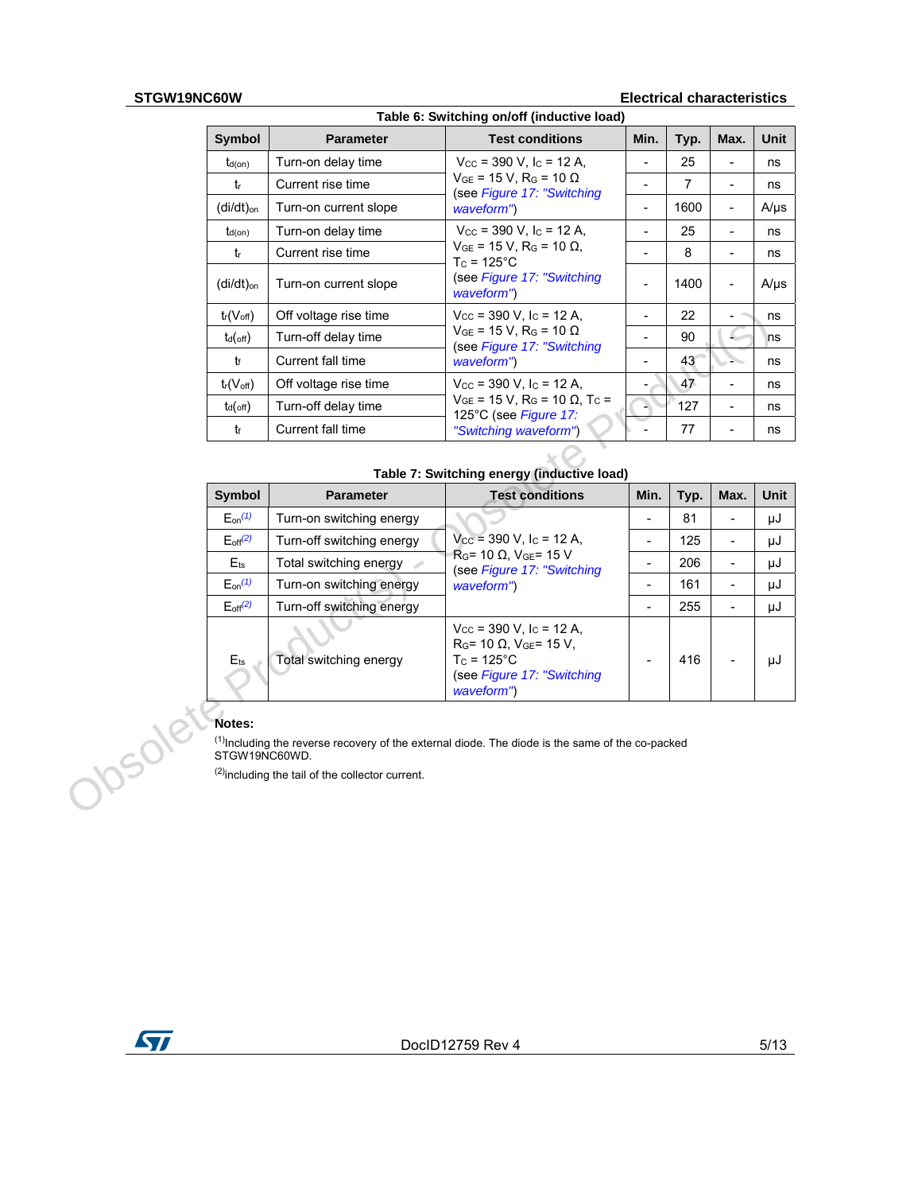Table 6: Switching on/off (inductive load)

| Symbol | Parameter | Test conditions | Min. | Typ. | Max. | Unit |
|---|---|---|---|---|---|---|
| $t_{d(on)}$ | Turn-on delay time | $V_{CC}$ = 390 V, $I_C$ = 12 A, $V_{GE}$ = 15 V, $R_G$ = 10 Ω (see *Figure 17: "Switching waveform"*) | - | 25 | - | ns |
| $t_r$ | Current rise time | | - | 7 | - | ns |
| $(di/dt)_{on}$ | Turn-on current slope | | - | 1600 | - | A/μs |
| $t_{d(on)}$ | Turn-on delay time | $V_{CC}$ = 390 V, $I_C$ = 12 A, $V_{GE}$ = 15 V, $R_G$ = 10 Ω, $T_C$ = 125°C (see *Figure 17: "Switching waveform"*) | - | 25 | - | ns |
| $t_r$ | Current rise time | | - | 8 | - | ns |
| $(di/dt)_{on}$ | Turn-on current slope | | - | 1400 | - | A/μs |
| $t_r(V_{off})$ | Off voltage rise time | $V_{CC}$ = 390 V, $I_C$ = 12 A, $V_{GE}$ = 15 V, $R_G$ = 10 Ω (see *Figure 17: "Switching waveform"*) | - | 22 | - | ns |
| $t_d(off)$ | Turn-off delay time | | - | 90 | - | ns |
| $t_f$ | Current fall time | | - | 43 | - | ns |
| $t_r(V_{off})$ | Off voltage rise time | $V_{CC}$ = 390 V, $I_C$ = 12 A, $V_{GE}$ = 15 V, $R_G$ = 10 Ω, $T_C$ = 125°C (see *Figure 17: "Switching waveform"*) | - | 47 | - | ns |
| $t_d(off)$ | Turn-off delay time | | - | 127 | - | ns |
| $t_f$ | Current fall time | | - | 77 | - | ns |

Table 7: Switching energy (inductive load)

| Symbol | Parameter | Test conditions | Min. | Typ. | Max. | Unit |
|---|---|---|---|---|---|---|
| $E_{on}$(1) | Turn-on switching energy | $V_{CC}$ = 390 V, $I_C$ = 12 A, $R_G$= 10 Ω, $V_{GE}$= 15 V (see *Figure 17: "Switching waveform"*) | - | 81 | - | μJ |
| $E_{off}$(2) | Turn-off switching energy | | - | 125 | - | μJ |
| $E_{ts}$ | Total switching energy | | - | 206 | - | μJ |
| $E_{on}$(1) | Turn-on switching energy | $V_{CC}$ = 390 V, $I_C$ = 12 A, $R_G$= 10 Ω, $V_{GE}$= 15 V, $T_C$ = 125°C (see *Figure 17: "Switching waveform"*) | - | 161 | - | μJ |
| $E_{off}$(2) | Turn-off switching energy | | - | 255 | - | μJ |
| $E_{ts}$ | Total switching energy | | - | 416 | - | μJ |

**Notes:**

(1) Including the reverse recovery of the external diode. The diode is the same of the co-packed STGW19NC60WD.

(2) including the tail of the collector current.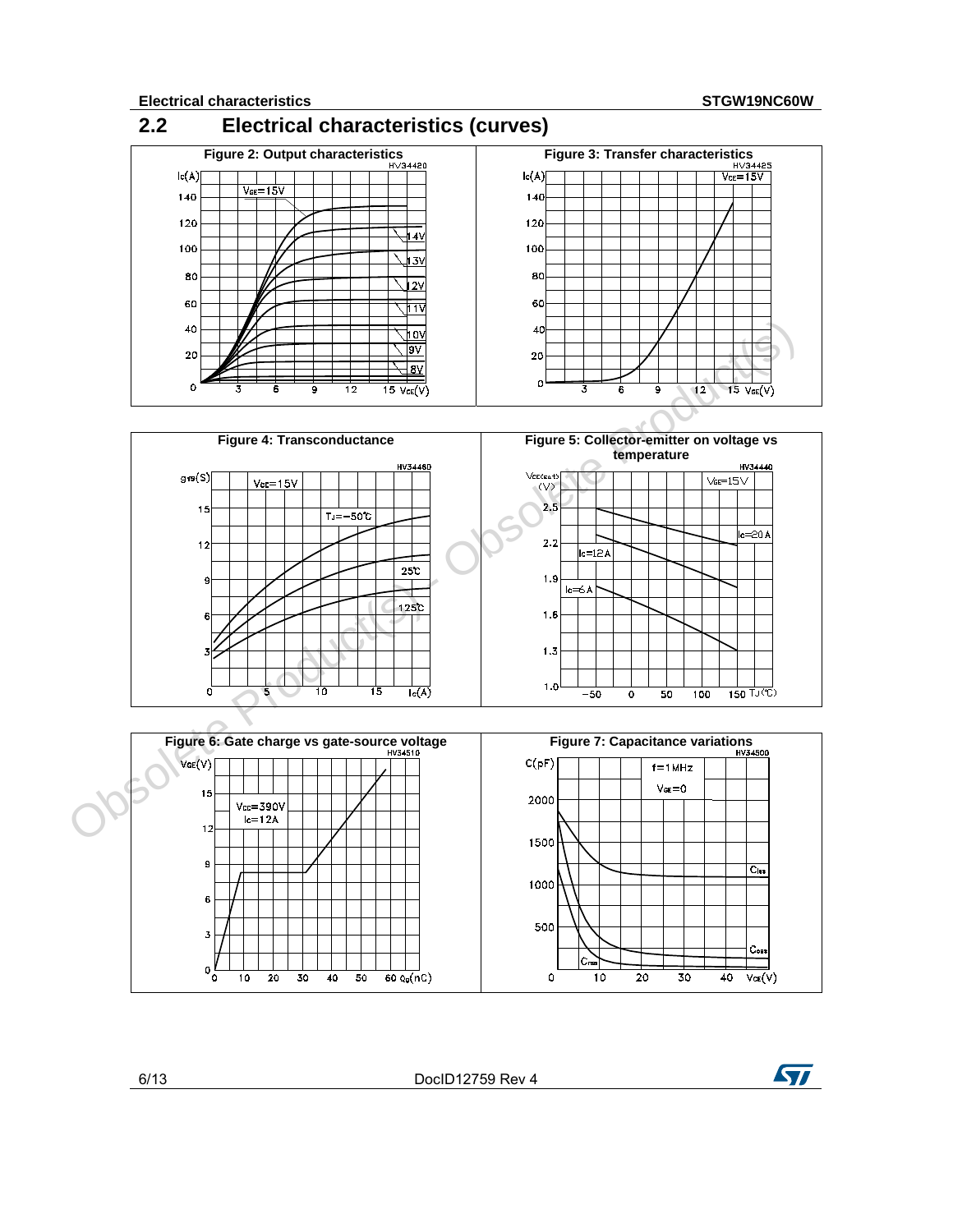## 2.2 Electrical characteristics (curves)

Figure 2: Output characteristics

Figure 3: Transfer characteristics

Figure 4: Transconductance

Figure 5: Collector-emitter on voltage vs temperature

Figure 6: Gate charge vs gate-source voltage

Figure 7: Capacitance variations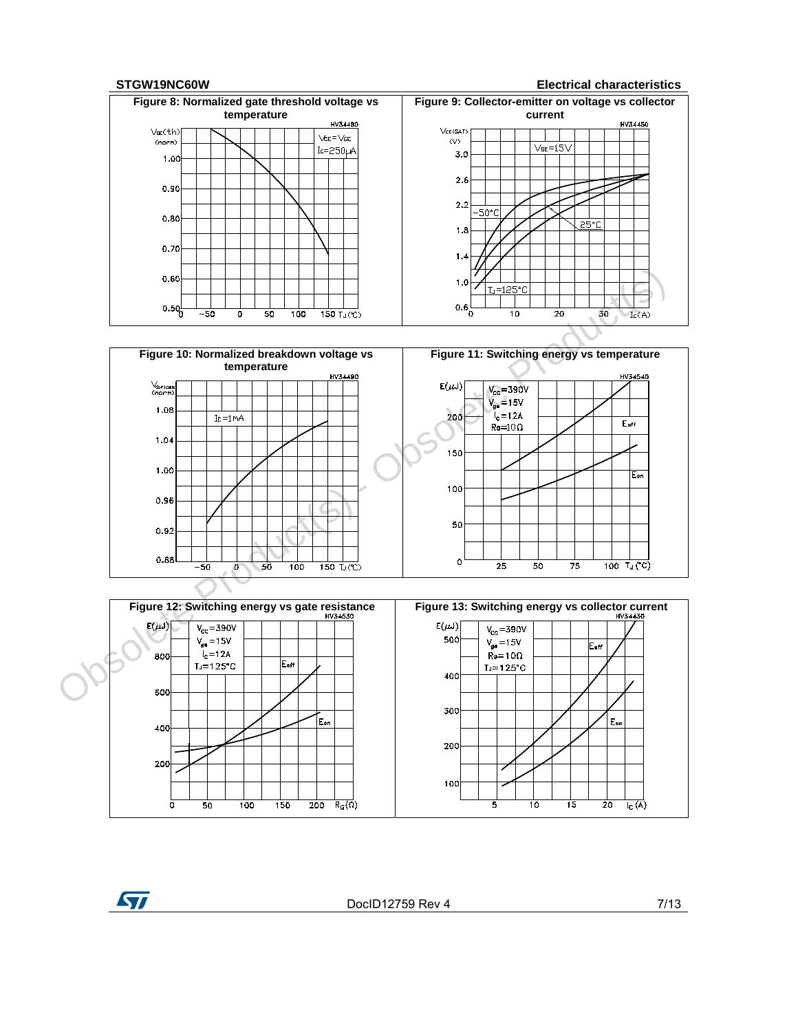Figure 8: Normalized gate threshold voltage vs temperature

Figure 9: Collector-emitter on voltage vs collector current

Figure 10: Normalized breakdown voltage vs temperature

Figure 11: Switching energy vs temperature

Figure 12: Switching energy vs gate resistance

Figure 13: Switching energy vs collector current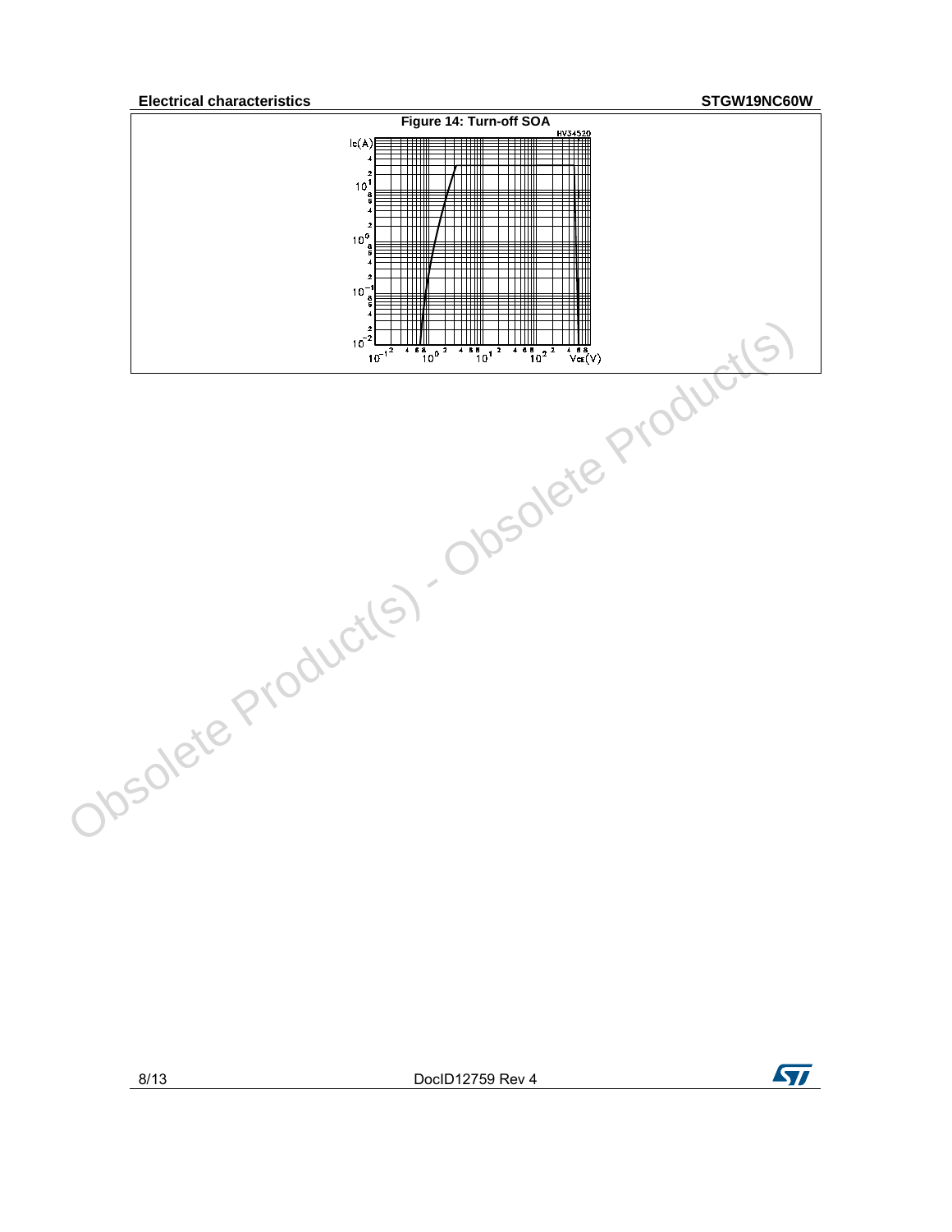Figure 14: Turn-off SOA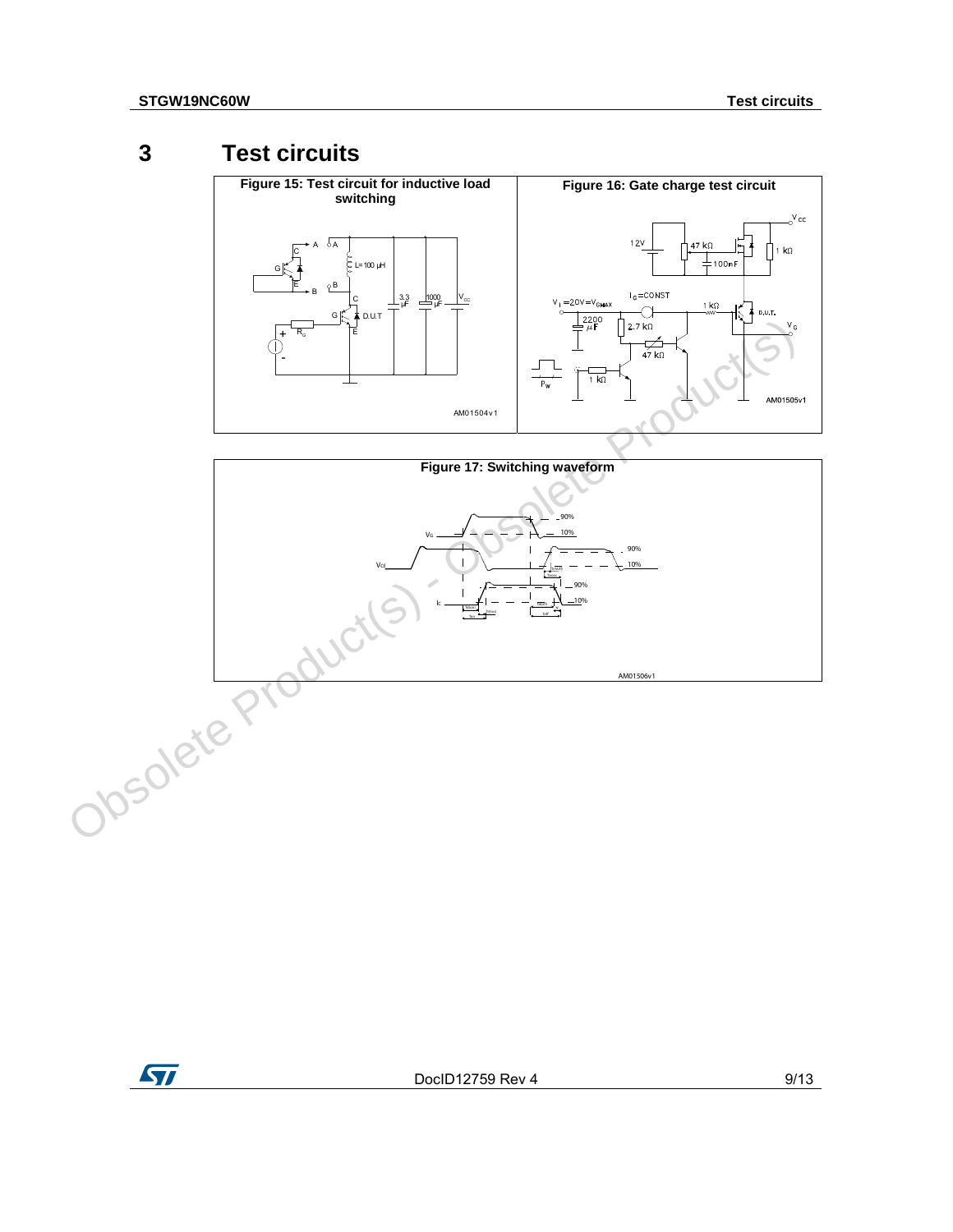# 3 Test circuits

**Figure 15: Test circuit for inductive load switching**

**Figure 16: Gate charge test circuit**

**Figure 17: Switching waveform**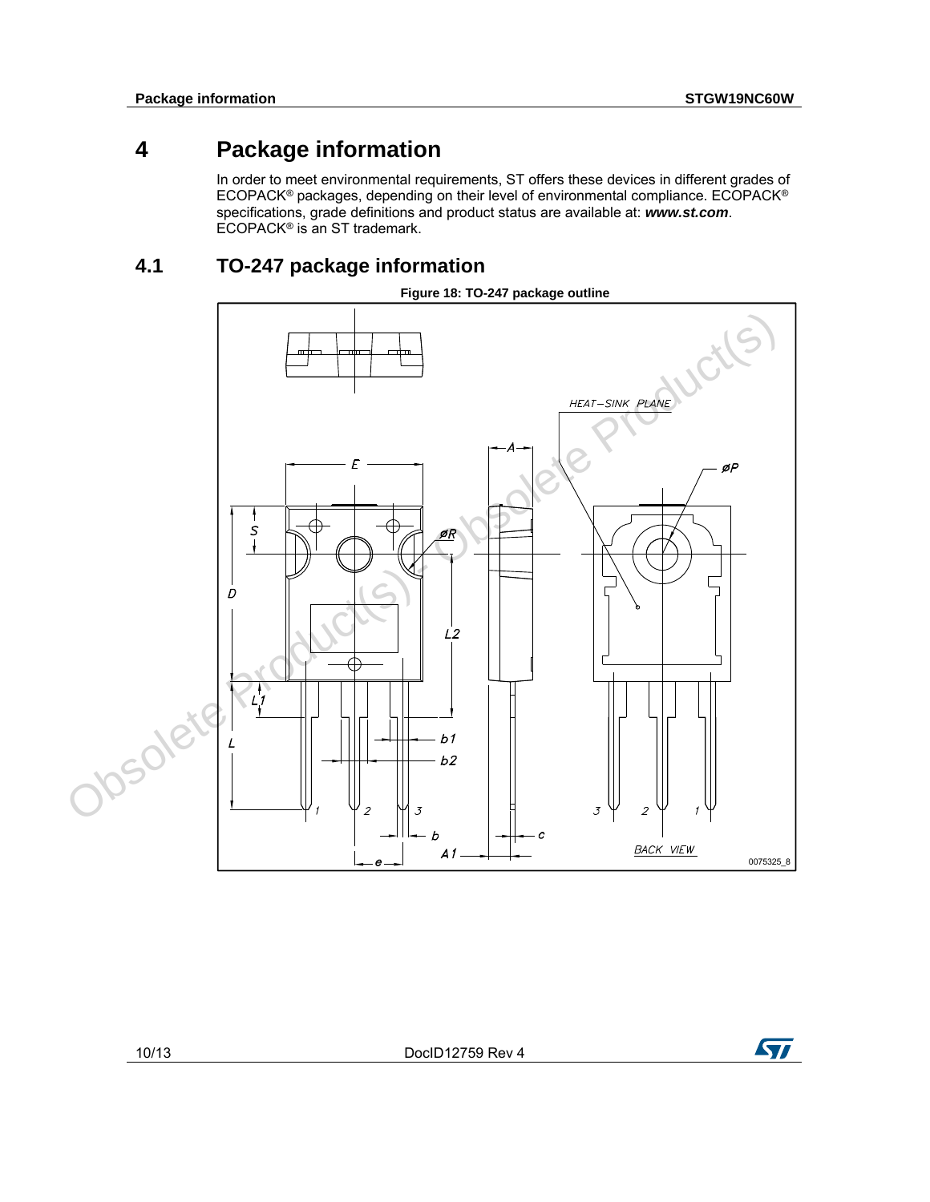# 4 Package information

In order to meet environmental requirements, ST offers these devices in different grades of ECOPACK® packages, depending on their level of environmental compliance. ECOPACK® specifications, grade definitions and product status are available at: ***www.st.com***. ECOPACK® is an ST trademark.

## 4.1 TO-247 package information

**Figure 18: TO-247 package outline**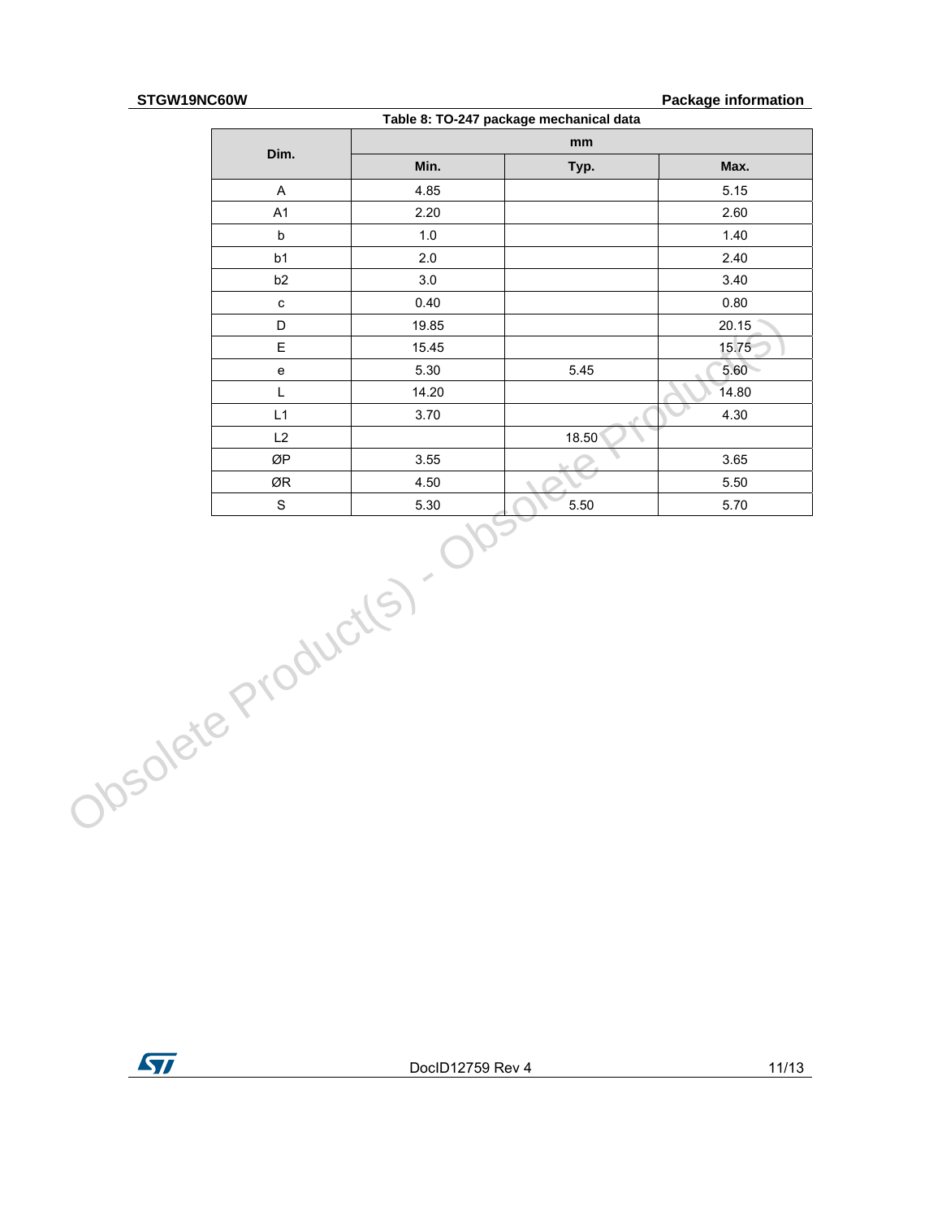Table 8: TO-247 package mechanical data

| Dim. | mm | | |
|---|---|---|---|
| | Min. | Typ. | Max. |
| A | 4.85 | | 5.15 |
| A1 | 2.20 | | 2.60 |
| b | 1.0 | | 1.40 |
| b1 | 2.0 | | 2.40 |
| b2 | 3.0 | | 3.40 |
| c | 0.40 | | 0.80 |
| D | 19.85 | | 20.15 |
| E | 15.45 | | 15.75 |
| e | 5.30 | 5.45 | 5.60 |
| L | 14.20 | | 14.80 |
| L1 | 3.70 | | 4.30 |
| L2 | | 18.50 | |
| ØP | 3.55 | | 3.65 |
| ØR | 4.50 | | 5.50 |
| S | 5.30 | 5.50 | 5.70 |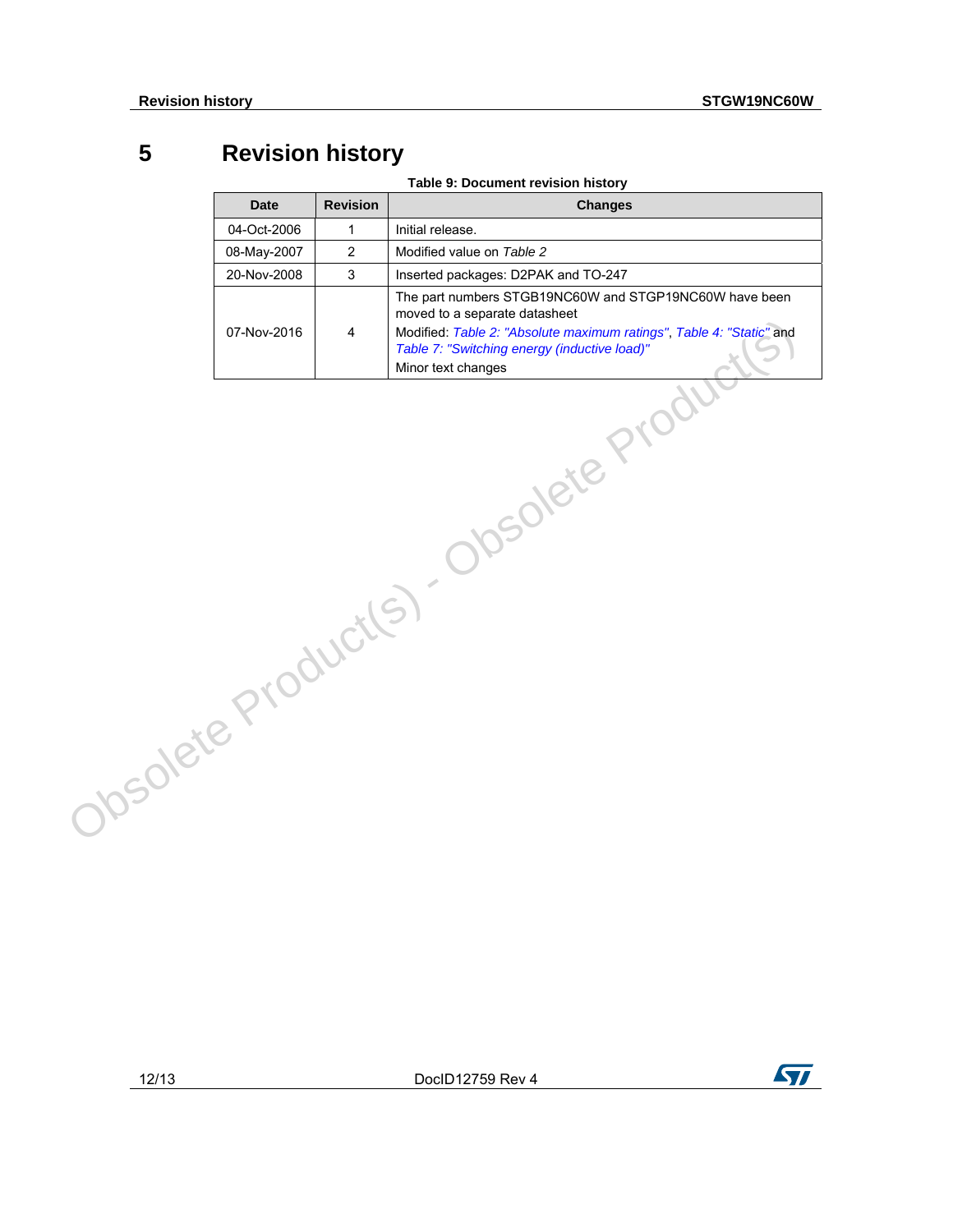# 5 Revision history

**Table 9: Document revision history**

| Date | Revision | Changes |
|---|---|---|
| 04-Oct-2006 | 1 | Initial release. |
| 08-May-2007 | 2 | Modified value on *Table 2* |
| 20-Nov-2008 | 3 | Inserted packages: D2PAK and TO-247 |
| 07-Nov-2016 | 4 | The part numbers STGB19NC60W and STGP19NC60W have been moved to a separate datasheet<br>Modified: *Table 2: "Absolute maximum ratings"*, *Table 4: "Static"* and *Table 7: "Switching energy (inductive load)"*<br>Minor text changes |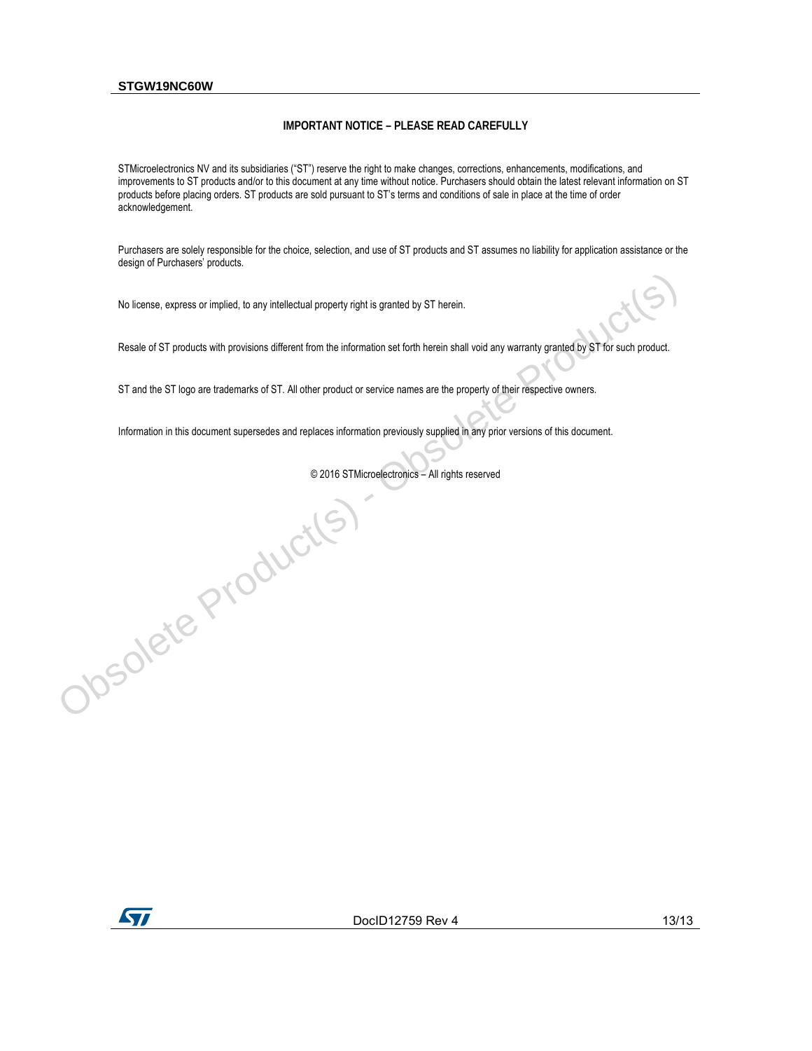**IMPORTANT NOTICE – PLEASE READ CAREFULLY**

STMicroelectronics NV and its subsidiaries ("ST") reserve the right to make changes, corrections, enhancements, modifications, and improvements to ST products and/or to this document at any time without notice. Purchasers should obtain the latest relevant information on ST products before placing orders. ST products are sold pursuant to ST's terms and conditions of sale in place at the time of order acknowledgement.

Purchasers are solely responsible for the choice, selection, and use of ST products and ST assumes no liability for application assistance or the design of Purchasers' products.

No license, express or implied, to any intellectual property right is granted by ST herein.

Resale of ST products with provisions different from the information set forth herein shall void any warranty granted by ST for such product.

ST and the ST logo are trademarks of ST. All other product or service names are the property of their respective owners.

Information in this document supersedes and replaces information previously supplied in any prior versions of this document.

© 2016 STMicroelectronics – All rights reserved